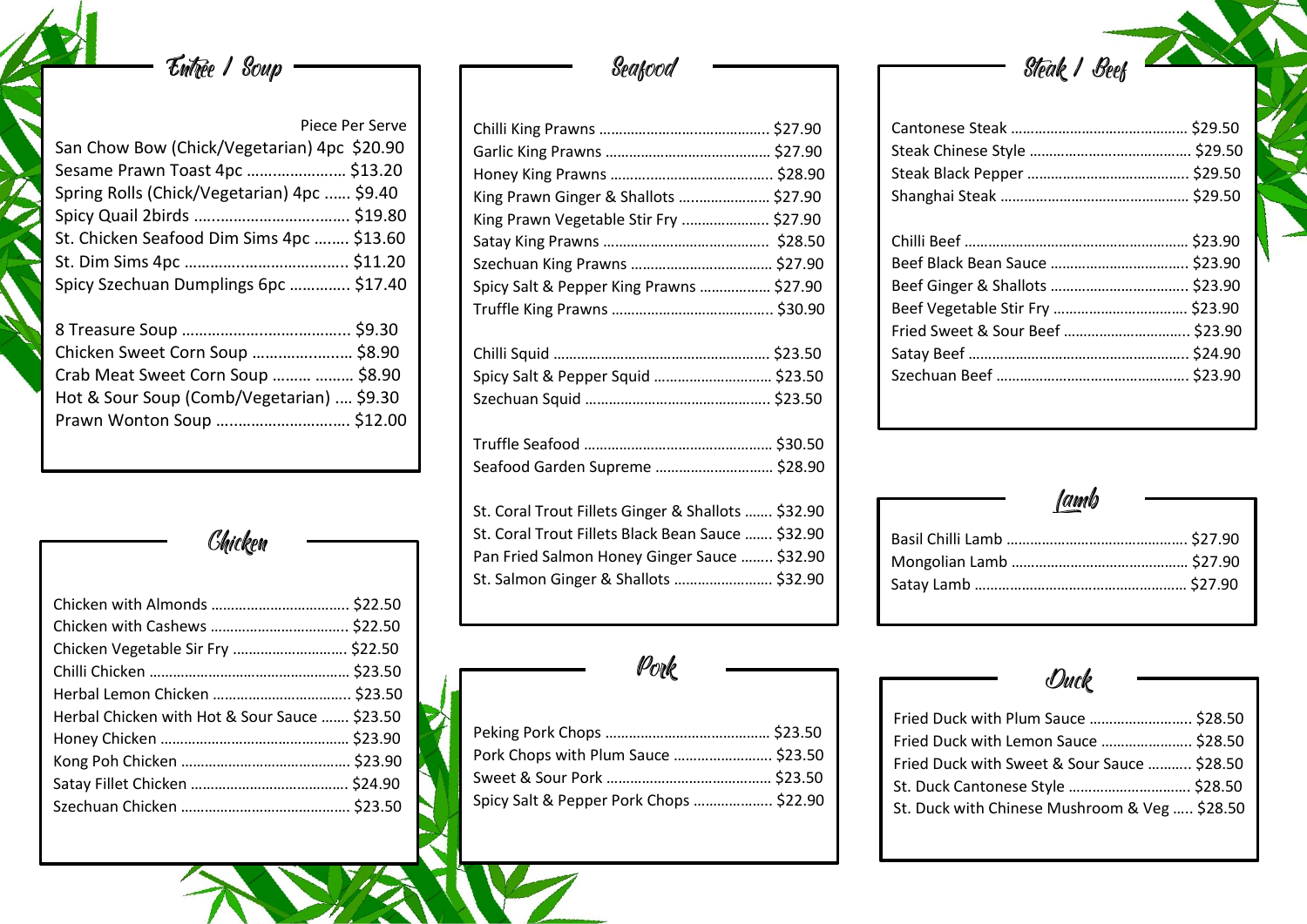## Entrée / Soup

Piece Per Serve

| Item | Price |
|---|---|
| San Chow Bow (Chick/Vegetarian) 4pc | $20.90 |
| Sesame Prawn Toast 4pc | $13.20 |
| Spring Rolls (Chick/Vegetarian) 4pc | $9.40 |
| Spicy Quail 2birds | $19.80 |
| St. Chicken Seafood Dim Sims 4pc | $13.60 |
| St. Dim Sims 4pc | $11.20 |
| Spicy Szechuan Dumplings 6pc | $17.40 |
| 8 Treasure Soup | $9.30 |
| Chicken Sweet Corn Soup | $8.90 |
| Crab Meat Sweet Corn Soup | $8.90 |
| Hot & Sour Soup (Comb/Vegetarian) | $9.30 |
| Prawn Wonton Soup | $12.00 |

## Chicken

| Item | Price |
|---|---|
| Chicken with Almonds | $22.50 |
| Chicken with Cashews | $22.50 |
| Chicken Vegetable Sir Fry | $22.50 |
| Chilli Chicken | $23.50 |
| Herbal Lemon Chicken | $23.50 |
| Herbal Chicken with Hot & Sour Sauce | $23.50 |
| Honey Chicken | $23.90 |
| Kong Poh Chicken | $23.90 |
| Satay Fillet Chicken | $24.90 |
| Szechuan Chicken | $23.50 |

## Seafood

| Item | Price |
|---|---|
| Chilli King Prawns | $27.90 |
| Garlic King Prawns | $27.90 |
| Honey King Prawns | $28.90 |
| King Prawn Ginger & Shallots | $27.90 |
| King Prawn Vegetable Stir Fry | $27.90 |
| Satay King Prawns | $28.50 |
| Szechuan King Prawns | $27.90 |
| Spicy Salt & Pepper King Prawns | $27.90 |
| Truffle King Prawns | $30.90 |
| Chilli Squid | $23.50 |
| Spicy Salt & Pepper Squid | $23.50 |
| Szechuan Squid | $23.50 |
| Truffle Seafood | $30.50 |
| Seafood Garden Supreme | $28.90 |
| St. Coral Trout Fillets Ginger & Shallots | $32.90 |
| St. Coral Trout Fillets Black Bean Sauce | $32.90 |
| Pan Fried Salmon Honey Ginger Sauce | $32.90 |
| St. Salmon Ginger & Shallots | $32.90 |

## Pork

| Item | Price |
|---|---|
| Peking Pork Chops | $23.50 |
| Pork Chops with Plum Sauce | $23.50 |
| Sweet & Sour Pork | $23.50 |
| Spicy Salt & Pepper Pork Chops | $22.90 |

## Steak / Beef

| Item | Price |
|---|---|
| Cantonese Steak | $29.50 |
| Steak Chinese Style | $29.50 |
| Steak Black Pepper | $29.50 |
| Shanghai Steak | $29.50 |
| Chilli Beef | $23.90 |
| Beef Black Bean Sauce | $23.90 |
| Beef Ginger & Shallots | $23.90 |
| Beef Vegetable Stir Fry | $23.90 |
| Fried Sweet & Sour Beef | $23.90 |
| Satay Beef | $24.90 |
| Szechuan Beef | $23.90 |

## Lamb

| Item | Price |
|---|---|
| Basil Chilli Lamb | $27.90 |
| Mongolian Lamb | $27.90 |
| Satay Lamb | $27.90 |

## Duck

| Item | Price |
|---|---|
| Fried Duck with Plum Sauce | $28.50 |
| Fried Duck with Lemon Sauce | $28.50 |
| Fried Duck with Sweet & Sour Sauce | $28.50 |
| St. Duck Cantonese Style | $28.50 |
| St. Duck with Chinese Mushroom & Veg | $28.50 |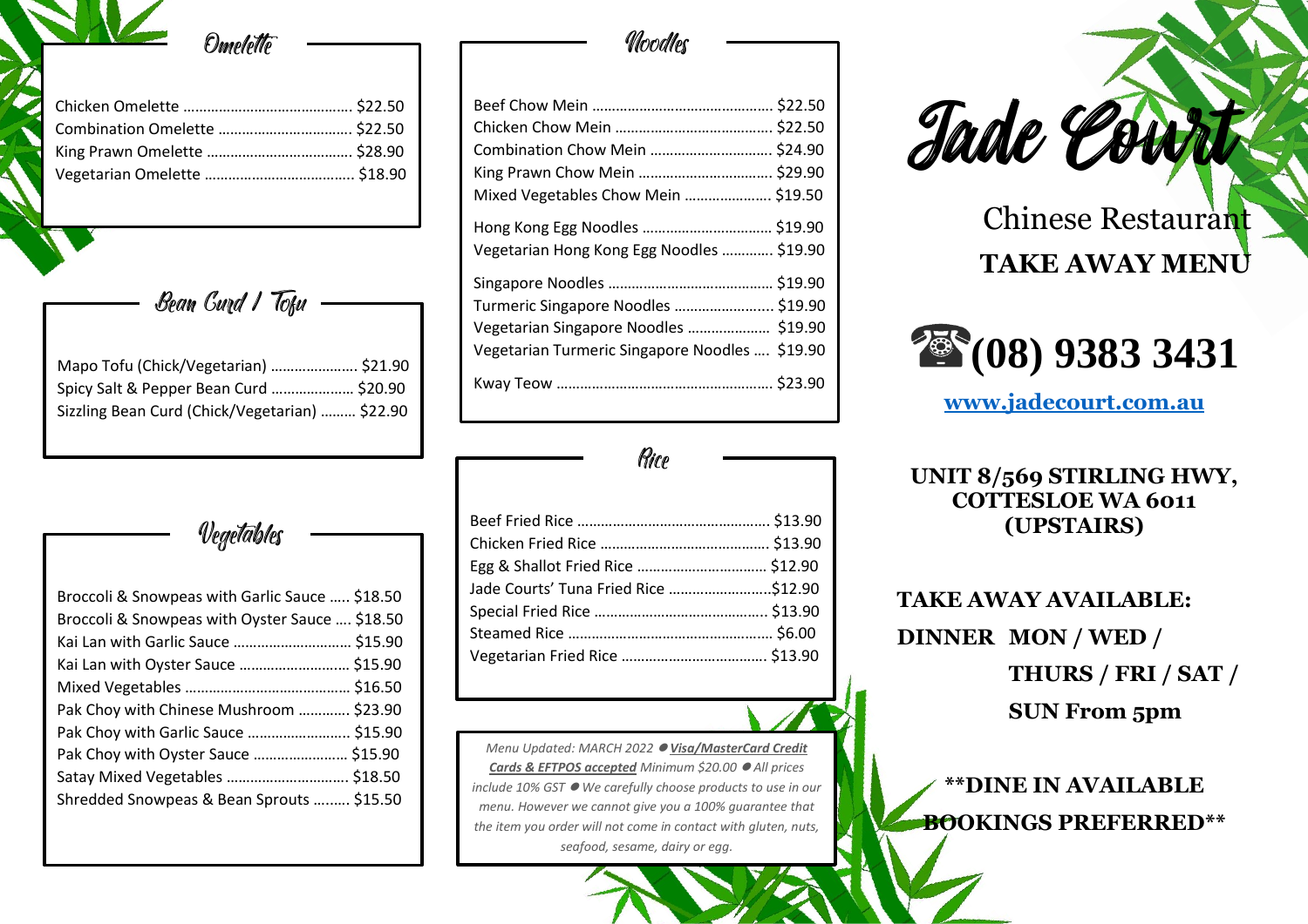## Omelette

Chicken Omelette .......................................... $22.50
Combination Omelette ................................. $22.50
King Prawn Omelette .................................... $28.90
Vegetarian Omelette ..................................... $18.90

## Bean Curd / Tofu

Mapo Tofu (Chick/Vegetarian) ...................... $21.90
Spicy Salt & Pepper Bean Curd .................... $20.90
Sizzling Bean Curd (Chick/Vegetarian) ......... $22.90

## Vegetables

Broccoli & Snowpeas with Garlic Sauce ..... $18.50
Broccoli & Snowpeas with Oyster Sauce .... $18.50
Kai Lan with Garlic Sauce ............................. $15.90
Kai Lan with Oyster Sauce ........................... $15.90
Mixed Vegetables .......................................... $16.50
Pak Choy with Chinese Mushroom ............ $23.90
Pak Choy with Garlic Sauce ......................... $15.90
Pak Choy with Oyster Sauce ....................... $15.90
Satay Mixed Vegetables .............................. $18.50
Shredded Snowpeas & Bean Sprouts ......... $15.50

## Noodles

Beef Chow Mein ............................................. $22.50
Chicken Chow Mein ........................................ $22.50
Combination Chow Mein ............................... $24.90
King Prawn Chow Mein .................................. $29.90
Mixed Vegetables Chow Mein ...................... $19.50

Hong Kong Egg Noodles ................................. $19.90
Vegetarian Hong Kong Egg Noodles ............ $19.90

Singapore Noodles .......................................... $19.90
Turmeric Singapore Noodles ......................... $19.90
Vegetarian Singapore Noodles ..................... $19.90
Vegetarian Turmeric Singapore Noodles .... $19.90

Kway Teow ...................................................... $23.90

## Rice

Beef Fried Rice ................................................ $13.90
Chicken Fried Rice .......................................... $13.90
Egg & Shallot Fried Rice ................................. $12.90
Jade Courts' Tuna Fried Rice ..........................$12.90
Special Fried Rice ........................................... $13.90
Steamed Rice ................................................... $6.00
Vegetarian Fried Rice ..................................... $13.90

*Menu Updated: MARCH 2022 ● **Visa/MasterCard Credit Cards & EFTPOS accepted** Minimum $20.00 ● All prices include 10% GST ● We carefully choose products to use in our menu. However we cannot give you a 100% guarantee that the item you order will not come in contact with gluten, nuts, seafood, sesame, dairy or egg.*

# Jade Court

## Chinese Restaurant
## TAKE AWAY MENU

**☎(08) 9383 3431**

**www.jadecourt.com.au**

**UNIT 8/569 STIRLING HWY, COTTESLOE WA 6011 (UPSTAIRS)**

**TAKE AWAY AVAILABLE:**
**DINNER MON / WED / THURS / FRI / SAT / SUN From 5pm**

****DINE IN AVAILABLE BOOKINGS PREFERRED****